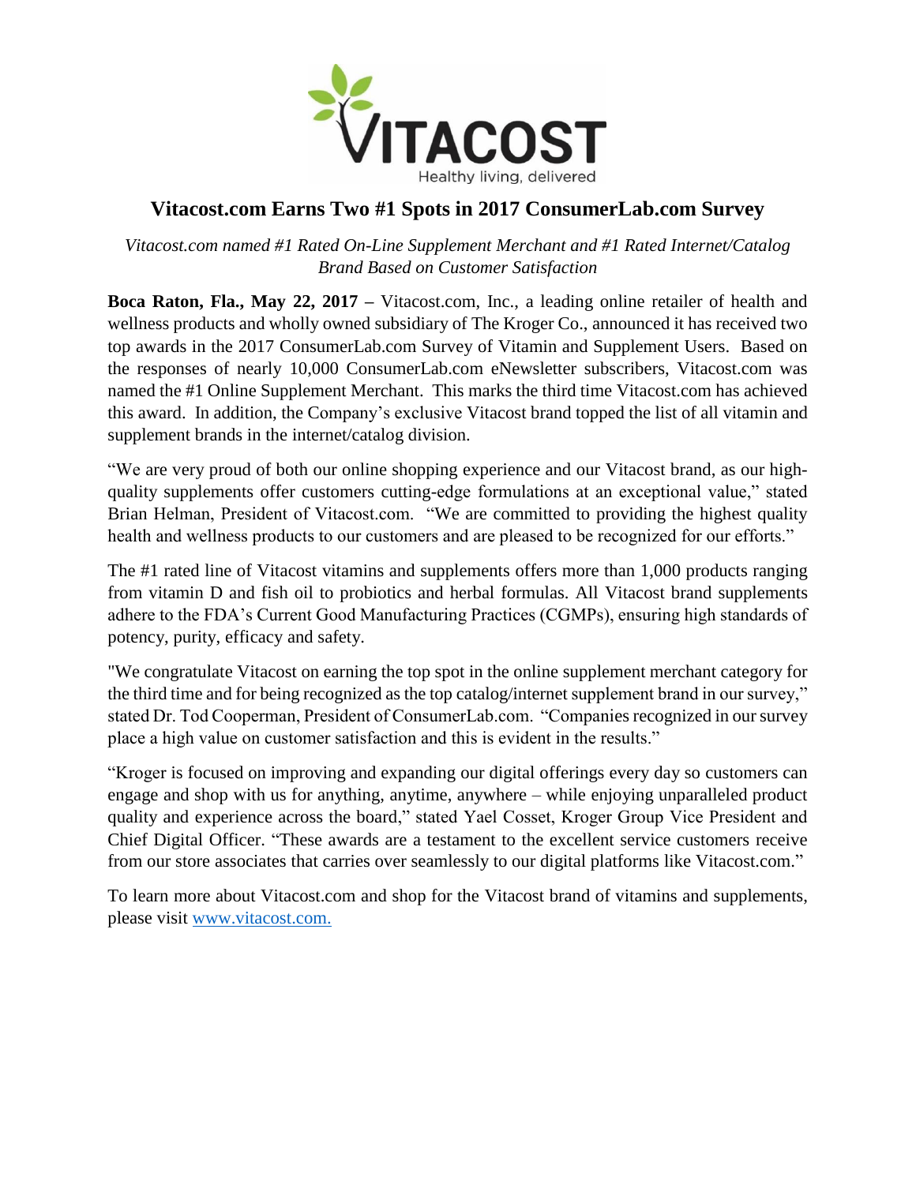# Vitacost.com Earns Two #1 Spots in 2017 ConsumerLab.com Survey

*Vitacost.com named #1 Rated On-Line Supplement Merchant and #1 Rated Internet/Catalog Brand Based on Customer Satisfaction*

**Boca Raton, Fla., May 22, 2017 –** Vitacost.com, Inc., a leading online retailer of health and wellness products and wholly owned subsidiary of The Kroger Co., announced it has received two top awards in the 2017 ConsumerLab.com Survey of Vitamin and Supplement Users. Based on the responses of nearly 10,000 ConsumerLab.com eNewsletter subscribers, Vitacost.com was named the #1 Online Supplement Merchant. This marks the third time Vitacost.com has achieved this award. In addition, the Company's exclusive Vitacost brand topped the list of all vitamin and supplement brands in the internet/catalog division.

"We are very proud of both our online shopping experience and our Vitacost brand, as our high-quality supplements offer customers cutting-edge formulations at an exceptional value," stated Brian Helman, President of Vitacost.com. "We are committed to providing the highest quality health and wellness products to our customers and are pleased to be recognized for our efforts."

The #1 rated line of Vitacost vitamins and supplements offers more than 1,000 products ranging from vitamin D and fish oil to probiotics and herbal formulas. All Vitacost brand supplements adhere to the FDA's Current Good Manufacturing Practices (CGMPs), ensuring high standards of potency, purity, efficacy and safety.

"We congratulate Vitacost on earning the top spot in the online supplement merchant category for the third time and for being recognized as the top catalog/internet supplement brand in our survey," stated Dr. Tod Cooperman, President of ConsumerLab.com. "Companies recognized in our survey place a high value on customer satisfaction and this is evident in the results."

"Kroger is focused on improving and expanding our digital offerings every day so customers can engage and shop with us for anything, anytime, anywhere – while enjoying unparalleled product quality and experience across the board," stated Yael Cosset, Kroger Group Vice President and Chief Digital Officer. "These awards are a testament to the excellent service customers receive from our store associates that carries over seamlessly to our digital platforms like Vitacost.com."

To learn more about Vitacost.com and shop for the Vitacost brand of vitamins and supplements, please visit [www.vitacost.com.](http://www.vitacost.com)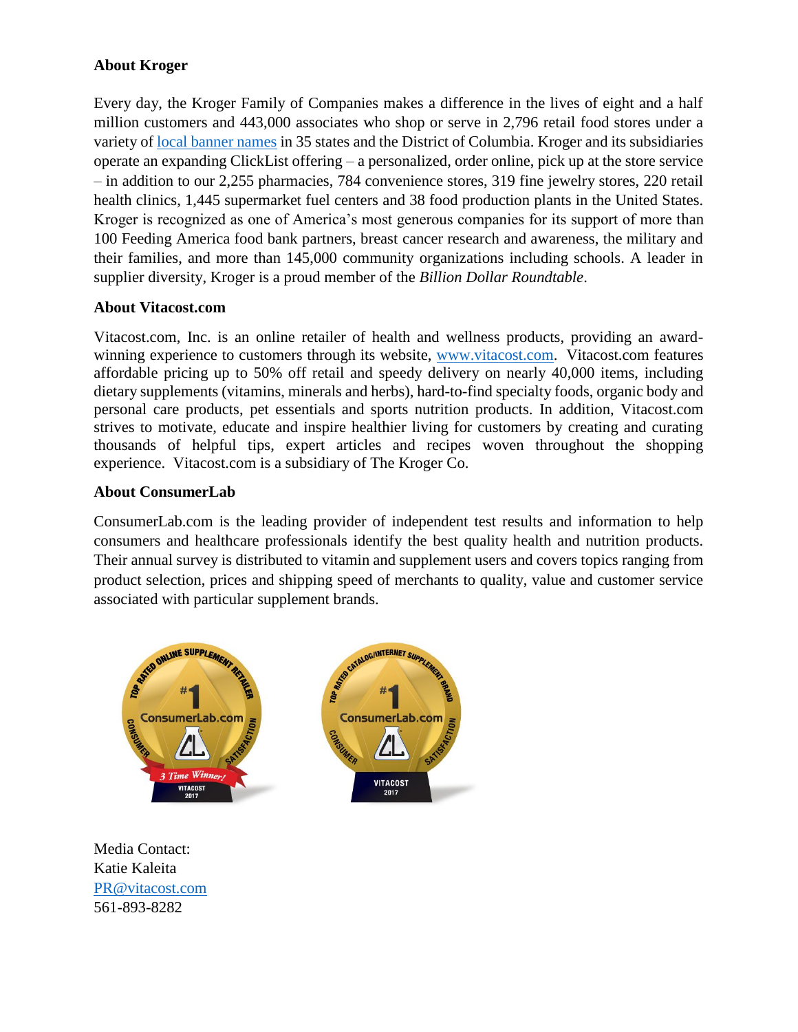**About Kroger**

Every day, the Kroger Family of Companies makes a difference in the lives of eight and a half million customers and 443,000 associates who shop or serve in 2,796 retail food stores under a variety of local banner names in 35 states and the District of Columbia. Kroger and its subsidiaries operate an expanding ClickList offering – a personalized, order online, pick up at the store service – in addition to our 2,255 pharmacies, 784 convenience stores, 319 fine jewelry stores, 220 retail health clinics, 1,445 supermarket fuel centers and 38 food production plants in the United States. Kroger is recognized as one of America's most generous companies for its support of more than 100 Feeding America food bank partners, breast cancer research and awareness, the military and their families, and more than 145,000 community organizations including schools. A leader in supplier diversity, Kroger is a proud member of the *Billion Dollar Roundtable*.

**About Vitacost.com**

Vitacost.com, Inc. is an online retailer of health and wellness products, providing an award-winning experience to customers through its website, www.vitacost.com. Vitacost.com features affordable pricing up to 50% off retail and speedy delivery on nearly 40,000 items, including dietary supplements (vitamins, minerals and herbs), hard-to-find specialty foods, organic body and personal care products, pet essentials and sports nutrition products. In addition, Vitacost.com strives to motivate, educate and inspire healthier living for customers by creating and curating thousands of helpful tips, expert articles and recipes woven throughout the shopping experience. Vitacost.com is a subsidiary of The Kroger Co.

**About ConsumerLab**

ConsumerLab.com is the leading provider of independent test results and information to help consumers and healthcare professionals identify the best quality health and nutrition products. Their annual survey is distributed to vitamin and supplement users and covers topics ranging from product selection, prices and shipping speed of merchants to quality, value and customer service associated with particular supplement brands.

Media Contact:
Katie Kaleita
PR@vitacost.com
561-893-8282